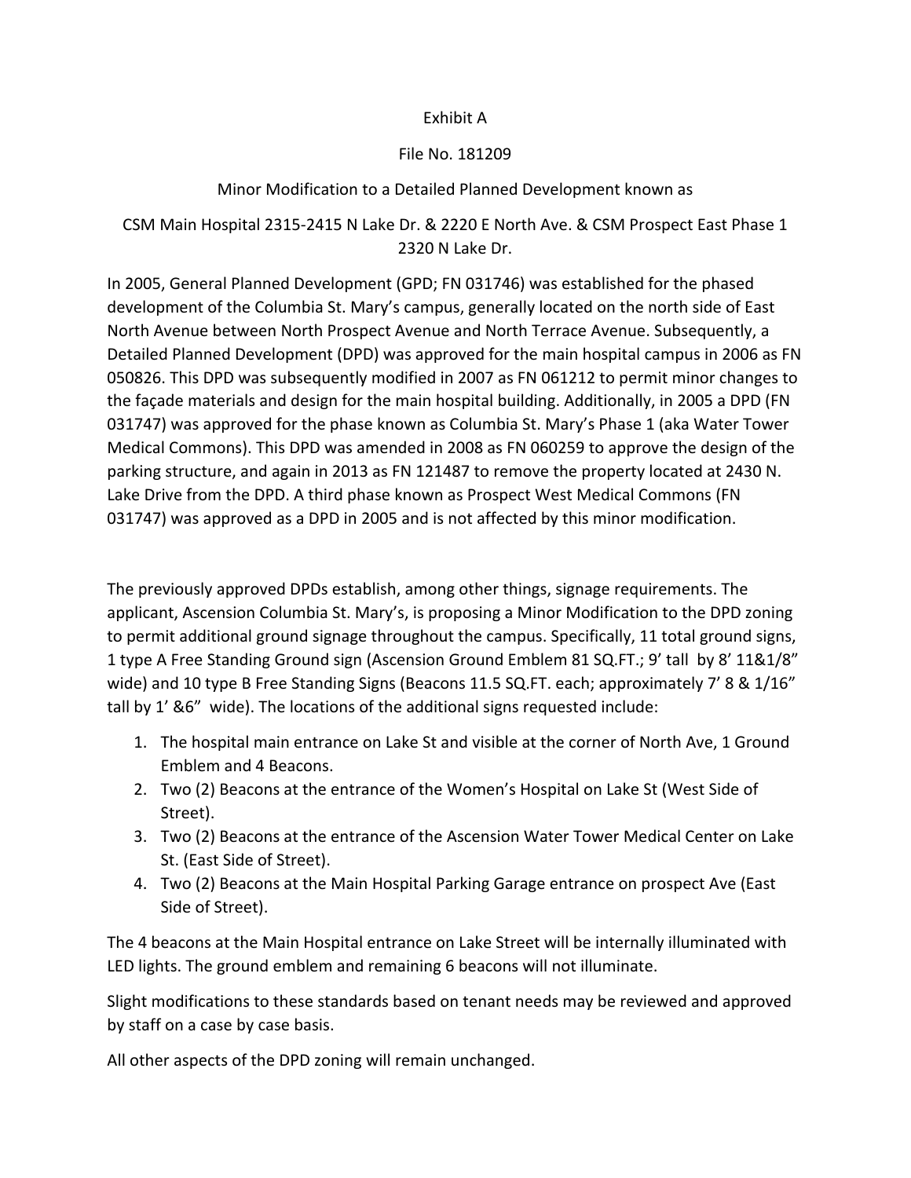Exhibit A

File No. 181209

Minor Modification to a Detailed Planned Development known as

CSM Main Hospital 2315-2415 N Lake Dr. & 2220 E North Ave. & CSM Prospect East Phase 1 2320 N Lake Dr.

In 2005, General Planned Development (GPD; FN 031746) was established for the phased development of the Columbia St. Mary's campus, generally located on the north side of East North Avenue between North Prospect Avenue and North Terrace Avenue. Subsequently, a Detailed Planned Development (DPD) was approved for the main hospital campus in 2006 as FN 050826. This DPD was subsequently modified in 2007 as FN 061212 to permit minor changes to the façade materials and design for the main hospital building. Additionally, in 2005 a DPD (FN 031747) was approved for the phase known as Columbia St. Mary's Phase 1 (aka Water Tower Medical Commons). This DPD was amended in 2008 as FN 060259 to approve the design of the parking structure, and again in 2013 as FN 121487 to remove the property located at 2430 N. Lake Drive from the DPD. A third phase known as Prospect West Medical Commons (FN 031747) was approved as a DPD in 2005 and is not affected by this minor modification.

The previously approved DPDs establish, among other things, signage requirements. The applicant, Ascension Columbia St. Mary's, is proposing a Minor Modification to the DPD zoning to permit additional ground signage throughout the campus. Specifically, 11 total ground signs, 1 type A Free Standing Ground sign (Ascension Ground Emblem 81 SQ.FT.; 9' tall by 8' 11&1/8" wide) and 10 type B Free Standing Signs (Beacons 11.5 SQ.FT. each; approximately 7' 8 & 1/16" tall by 1' &6" wide). The locations of the additional signs requested include:

1. The hospital main entrance on Lake St and visible at the corner of North Ave, 1 Ground Emblem and 4 Beacons.
2. Two (2) Beacons at the entrance of the Women's Hospital on Lake St (West Side of Street).
3. Two (2) Beacons at the entrance of the Ascension Water Tower Medical Center on Lake St. (East Side of Street).
4. Two (2) Beacons at the Main Hospital Parking Garage entrance on prospect Ave (East Side of Street).

The 4 beacons at the Main Hospital entrance on Lake Street will be internally illuminated with LED lights. The ground emblem and remaining 6 beacons will not illuminate.

Slight modifications to these standards based on tenant needs may be reviewed and approved by staff on a case by case basis.

All other aspects of the DPD zoning will remain unchanged.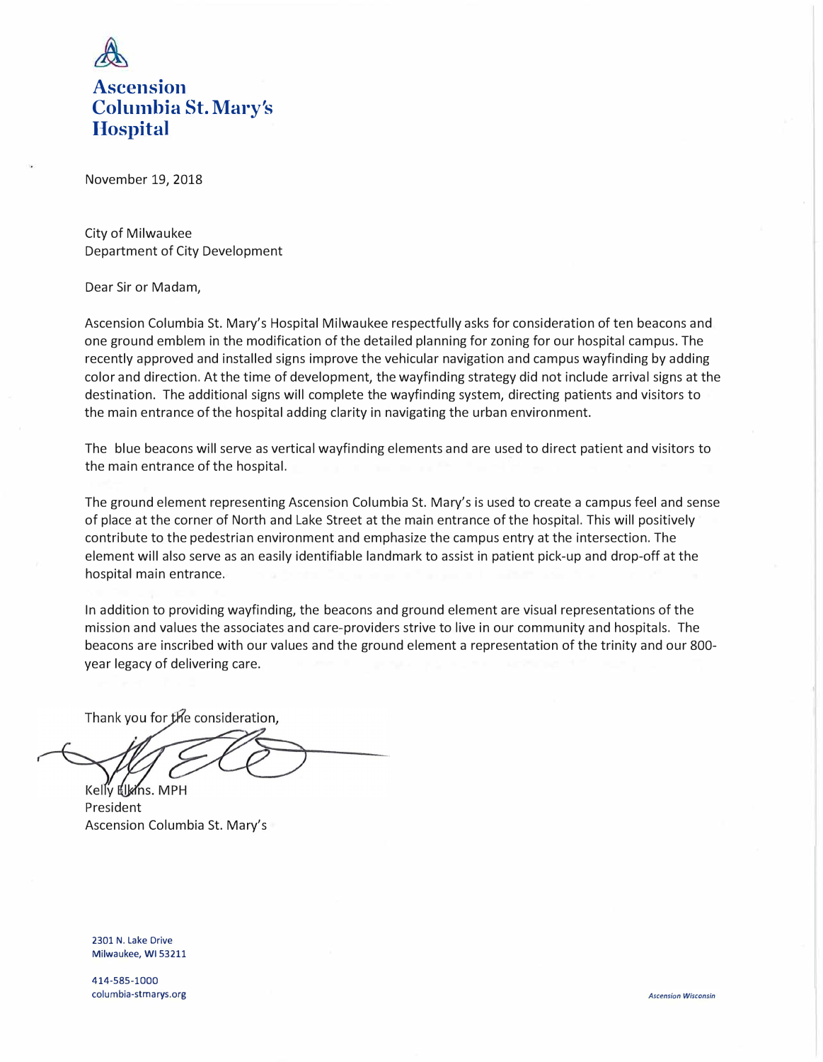**Ascension Columbia St. Mary's Hospital**

November 19, 2018

City of Milwaukee
Department of City Development

Dear Sir or Madam,

Ascension Columbia St. Mary's Hospital Milwaukee respectfully asks for consideration of ten beacons and one ground emblem in the modification of the detailed planning for zoning for our hospital campus. The recently approved and installed signs improve the vehicular navigation and campus wayfinding by adding color and direction. At the time of development, the wayfinding strategy did not include arrival signs at the destination. The additional signs will complete the wayfinding system, directing patients and visitors to the main entrance of the hospital adding clarity in navigating the urban environment.

The blue beacons will serve as vertical wayfinding elements and are used to direct patient and visitors to the main entrance of the hospital.

The ground element representing Ascension Columbia St. Mary's is used to create a campus feel and sense of place at the corner of North and Lake Street at the main entrance of the hospital. This will positively contribute to the pedestrian environment and emphasize the campus entry at the intersection. The element will also serve as an easily identifiable landmark to assist in patient pick-up and drop-off at the hospital main entrance.

In addition to providing wayfinding, the beacons and ground element are visual representations of the mission and values the associates and care-providers strive to live in our community and hospitals. The beacons are inscribed with our values and the ground element a representation of the trinity and our 800-year legacy of delivering care.

Thank you for the consideration,

Kelly Elkins. MPH
President
Ascension Columbia St. Mary's

2301 N. Lake Drive
Milwaukee, WI 53211

414-585-1000
columbia-stmarys.org

*Ascension Wisconsin*